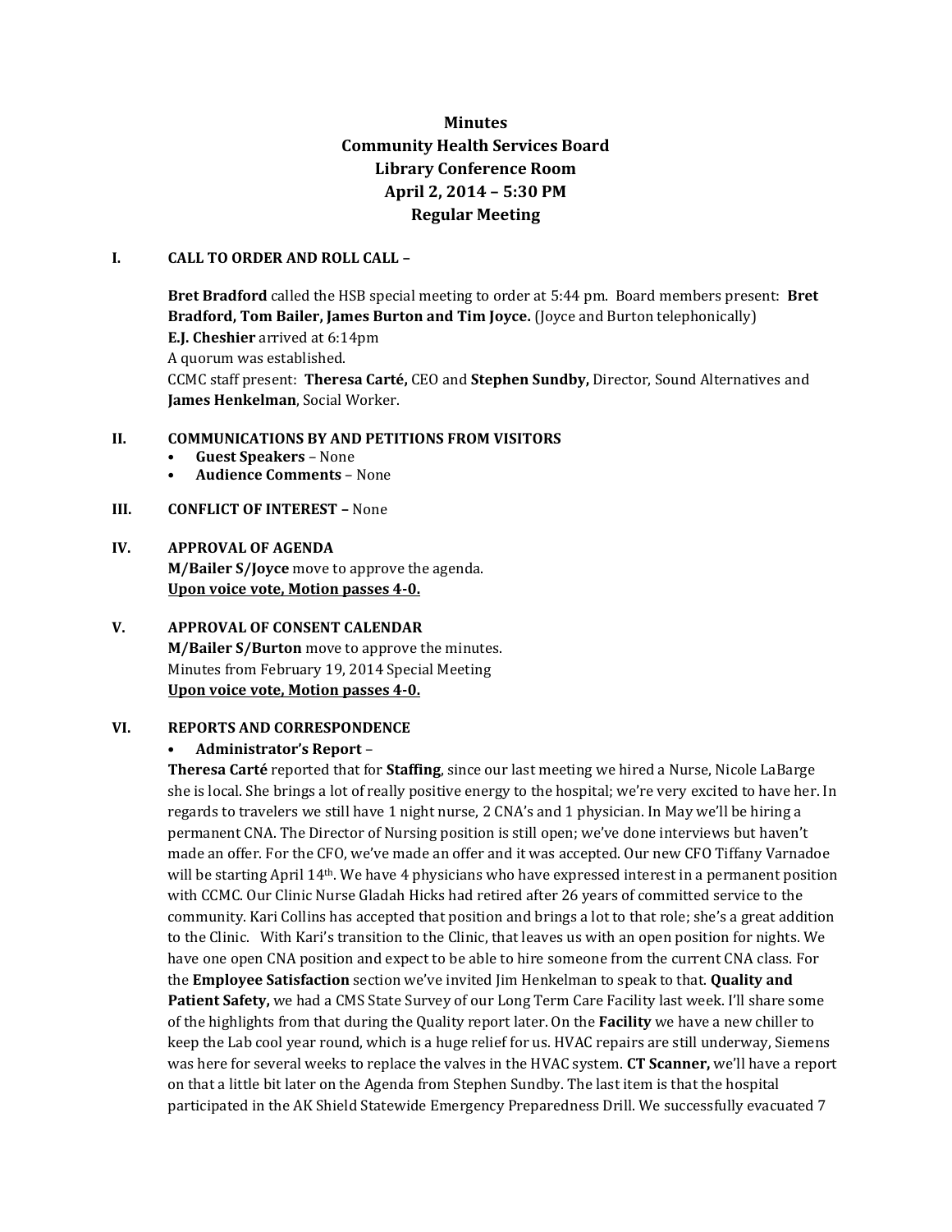**Minutes**
**Community Health Services Board**
**Library Conference Room**
**April 2, 2014 – 5:30 PM**
**Regular Meeting**

**I. CALL TO ORDER AND ROLL CALL –**

**Bret Bradford** called the HSB special meeting to order at 5:44 pm. Board members present: **Bret Bradford, Tom Bailer, James Burton and Tim Joyce.** (Joyce and Burton telephonically)
**E.J. Cheshier** arrived at 6:14pm
A quorum was established.
CCMC staff present: **Theresa Carté,** CEO and **Stephen Sundby,** Director, Sound Alternatives and **James Henkelman**, Social Worker.

**II. COMMUNICATIONS BY AND PETITIONS FROM VISITORS**

- **Guest Speakers** – None
- **Audience Comments** – None

**III. CONFLICT OF INTEREST –** None

**IV. APPROVAL OF AGENDA**

**M/Bailer S/Joyce** move to approve the agenda.
**Upon voice vote, Motion passes 4-0.**

**V. APPROVAL OF CONSENT CALENDAR**

**M/Bailer S/Burton** move to approve the minutes.
Minutes from February 19, 2014 Special Meeting
**Upon voice vote, Motion passes 4-0.**

**VI. REPORTS AND CORRESPONDENCE**

- **Administrator's Report** –

**Theresa Carté** reported that for **Staffing**, since our last meeting we hired a Nurse, Nicole LaBarge she is local. She brings a lot of really positive energy to the hospital; we're very excited to have her. In regards to travelers we still have 1 night nurse, 2 CNA's and 1 physician. In May we'll be hiring a permanent CNA. The Director of Nursing position is still open; we've done interviews but haven't made an offer. For the CFO, we've made an offer and it was accepted. Our new CFO Tiffany Varnadoe will be starting April 14th. We have 4 physicians who have expressed interest in a permanent position with CCMC. Our Clinic Nurse Gladah Hicks had retired after 26 years of committed service to the community. Kari Collins has accepted that position and brings a lot to that role; she's a great addition to the Clinic. With Kari's transition to the Clinic, that leaves us with an open position for nights. We have one open CNA position and expect to be able to hire someone from the current CNA class. For the **Employee Satisfaction** section we've invited Jim Henkelman to speak to that. **Quality and Patient Safety,** we had a CMS State Survey of our Long Term Care Facility last week. I'll share some of the highlights from that during the Quality report later. On the **Facility** we have a new chiller to keep the Lab cool year round, which is a huge relief for us. HVAC repairs are still underway, Siemens was here for several weeks to replace the valves in the HVAC system. **CT Scanner,** we'll have a report on that a little bit later on the Agenda from Stephen Sundby. The last item is that the hospital participated in the AK Shield Statewide Emergency Preparedness Drill. We successfully evacuated 7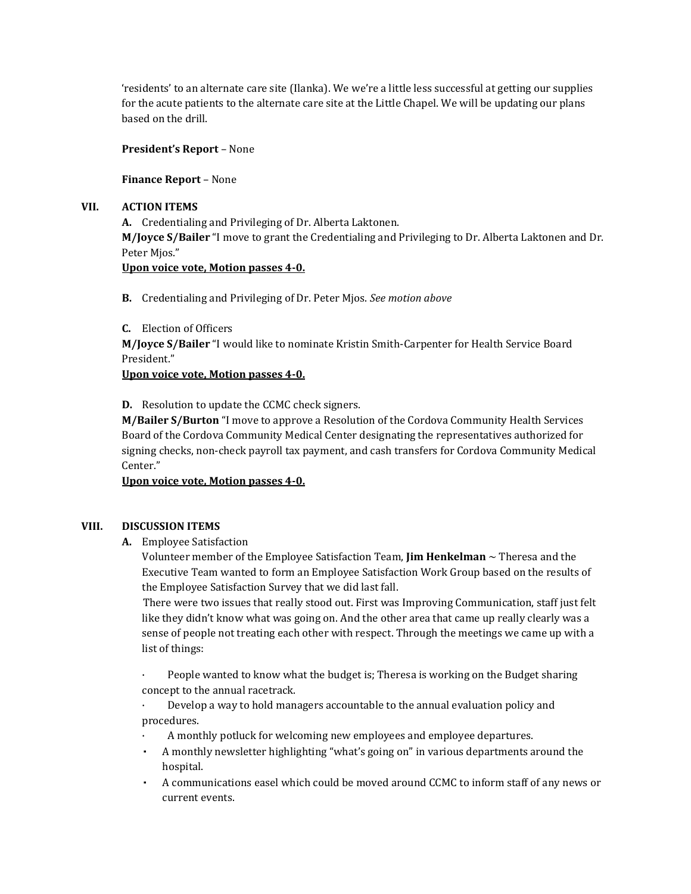'residents' to an alternate care site (Ilanka). We we're a little less successful at getting our supplies for the acute patients to the alternate care site at the Little Chapel. We will be updating our plans based on the drill.

**President's Report** – None

**Finance Report** – None

## VII. ACTION ITEMS

**A.** Credentialing and Privileging of Dr. Alberta Laktonen.

**M/Joyce S/Bailer** "I move to grant the Credentialing and Privileging to Dr. Alberta Laktonen and Dr. Peter Mjos."

**Upon voice vote, Motion passes 4-0.**

**B.** Credentialing and Privileging of Dr. Peter Mjos. *See motion above*

**C.** Election of Officers

**M/Joyce S/Bailer** "I would like to nominate Kristin Smith-Carpenter for Health Service Board President."

**Upon voice vote, Motion passes 4-0.**

**D.** Resolution to update the CCMC check signers.

**M/Bailer S/Burton** "I move to approve a Resolution of the Cordova Community Health Services Board of the Cordova Community Medical Center designating the representatives authorized for signing checks, non-check payroll tax payment, and cash transfers for Cordova Community Medical Center."

**Upon voice vote, Motion passes 4-0.**

## VIII. DISCUSSION ITEMS

**A.** Employee Satisfaction

Volunteer member of the Employee Satisfaction Team, **Jim Henkelman** ~ Theresa and the Executive Team wanted to form an Employee Satisfaction Work Group based on the results of the Employee Satisfaction Survey that we did last fall.

There were two issues that really stood out. First was Improving Communication, staff just felt like they didn't know what was going on. And the other area that came up really clearly was a sense of people not treating each other with respect. Through the meetings we came up with a list of things:

- People wanted to know what the budget is; Theresa is working on the Budget sharing concept to the annual racetrack.
- Develop a way to hold managers accountable to the annual evaluation policy and procedures.
- A monthly potluck for welcoming new employees and employee departures.
- A monthly newsletter highlighting "what's going on" in various departments around the hospital.
- A communications easel which could be moved around CCMC to inform staff of any news or current events.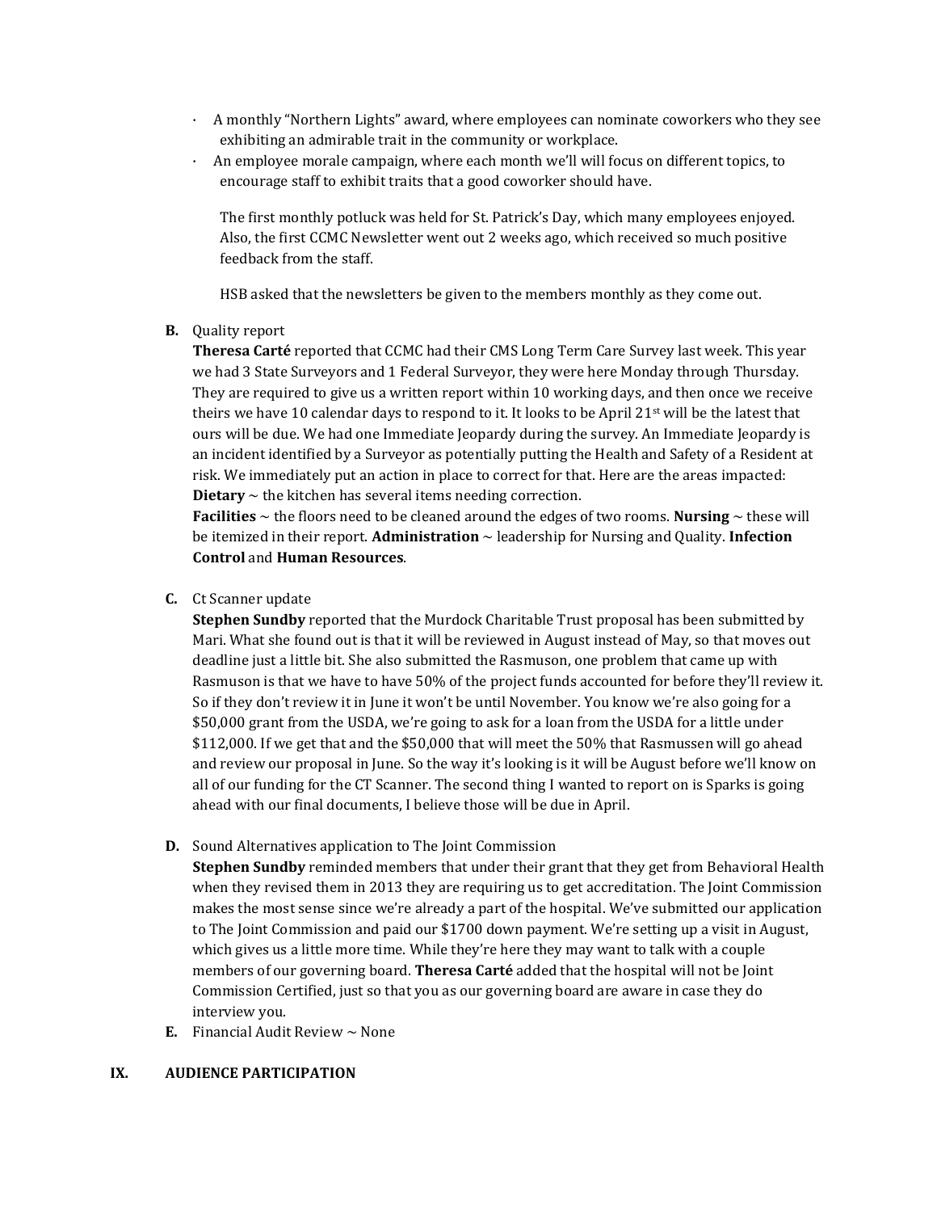- A monthly "Northern Lights" award, where employees can nominate coworkers who they see exhibiting an admirable trait in the community or workplace.
- An employee morale campaign, where each month we'll will focus on different topics, to encourage staff to exhibit traits that a good coworker should have.

  The first monthly potluck was held for St. Patrick's Day, which many employees enjoyed. Also, the first CCMC Newsletter went out 2 weeks ago, which received so much positive feedback from the staff.

  HSB asked that the newsletters be given to the members monthly as they come out.

**B.** Quality report
**Theresa Carté** reported that CCMC had their CMS Long Term Care Survey last week. This year we had 3 State Surveyors and 1 Federal Surveyor, they were here Monday through Thursday. They are required to give us a written report within 10 working days, and then once we receive theirs we have 10 calendar days to respond to it. It looks to be April 21st will be the latest that ours will be due. We had one Immediate Jeopardy during the survey. An Immediate Jeopardy is an incident identified by a Surveyor as potentially putting the Health and Safety of a Resident at risk. We immediately put an action in place to correct for that. Here are the areas impacted: **Dietary** ~ the kitchen has several items needing correction.
**Facilities** ~ the floors need to be cleaned around the edges of two rooms. **Nursing** ~ these will be itemized in their report. **Administration** ~ leadership for Nursing and Quality. **Infection Control** and **Human Resources**.

**C.** Ct Scanner update
**Stephen Sundby** reported that the Murdock Charitable Trust proposal has been submitted by Mari. What she found out is that it will be reviewed in August instead of May, so that moves out deadline just a little bit. She also submitted the Rasmuson, one problem that came up with Rasmuson is that we have to have 50% of the project funds accounted for before they'll review it. So if they don't review it in June it won't be until November. You know we're also going for a $50,000 grant from the USDA, we're going to ask for a loan from the USDA for a little under $112,000. If we get that and the $50,000 that will meet the 50% that Rasmussen will go ahead and review our proposal in June. So the way it's looking is it will be August before we'll know on all of our funding for the CT Scanner. The second thing I wanted to report on is Sparks is going ahead with our final documents, I believe those will be due in April.

**D.** Sound Alternatives application to The Joint Commission
**Stephen Sundby** reminded members that under their grant that they get from Behavioral Health when they revised them in 2013 they are requiring us to get accreditation. The Joint Commission makes the most sense since we're already a part of the hospital. We've submitted our application to The Joint Commission and paid our $1700 down payment. We're setting up a visit in August, which gives us a little more time. While they're here they may want to talk with a couple members of our governing board. **Theresa Carté** added that the hospital will not be Joint Commission Certified, just so that you as our governing board are aware in case they do interview you.

**E.** Financial Audit Review ~ None

## IX. AUDIENCE PARTICIPATION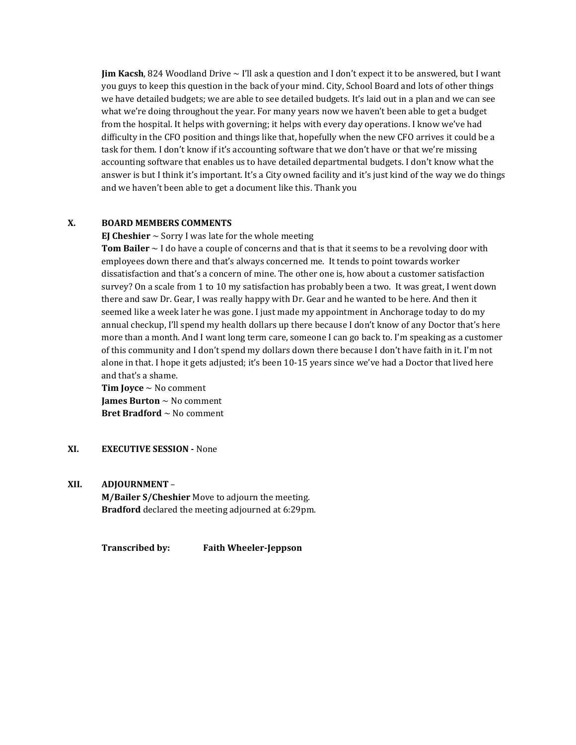**Jim Kacsh**, 824 Woodland Drive ~ I'll ask a question and I don't expect it to be answered, but I want you guys to keep this question in the back of your mind. City, School Board and lots of other things we have detailed budgets; we are able to see detailed budgets. It's laid out in a plan and we can see what we're doing throughout the year. For many years now we haven't been able to get a budget from the hospital. It helps with governing; it helps with every day operations. I know we've had difficulty in the CFO position and things like that, hopefully when the new CFO arrives it could be a task for them. I don't know if it's accounting software that we don't have or that we're missing accounting software that enables us to have detailed departmental budgets. I don't know what the answer is but I think it's important. It's a City owned facility and it's just kind of the way we do things and we haven't been able to get a document like this. Thank you

## X. BOARD MEMBERS COMMENTS

**EJ Cheshier** ~ Sorry I was late for the whole meeting

**Tom Bailer** ~ I do have a couple of concerns and that is that it seems to be a revolving door with employees down there and that's always concerned me. It tends to point towards worker dissatisfaction and that's a concern of mine. The other one is, how about a customer satisfaction survey? On a scale from 1 to 10 my satisfaction has probably been a two. It was great, I went down there and saw Dr. Gear, I was really happy with Dr. Gear and he wanted to be here. And then it seemed like a week later he was gone. I just made my appointment in Anchorage today to do my annual checkup, I'll spend my health dollars up there because I don't know of any Doctor that's here more than a month. And I want long term care, someone I can go back to. I'm speaking as a customer of this community and I don't spend my dollars down there because I don't have faith in it. I'm not alone in that. I hope it gets adjusted; it's been 10-15 years since we've had a Doctor that lived here and that's a shame.

**Tim Joyce** ~ No comment

**James Burton** ~ No comment

**Bret Bradford** ~ No comment

## XI. EXECUTIVE SESSION - None

## XII. ADJOURNMENT –

**M/Bailer S/Cheshier** Move to adjourn the meeting.

**Bradford** declared the meeting adjourned at 6:29pm.

**Transcribed by:** **Faith Wheeler-Jeppson**